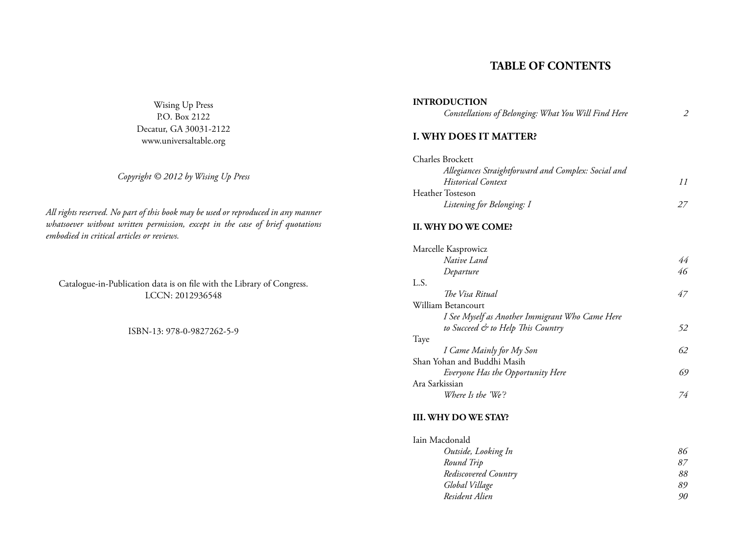Wising Up Press
P.O. Box 2122
Decatur, GA 30031-2122
www.universaltable.org

*Copyright © 2012 by Wising Up Press*

*All rights reserved. No part of this book may be used or reproduced in any manner whatsoever without written permission, except in the case of brief quotations embodied in critical articles or reviews.*

Catalogue-in-Publication data is on file with the Library of Congress.
LCCN: 2012936548

ISBN-13: 978-0-9827262-5-9

## TABLE OF CONTENTS

**INTRODUCTION**
*Constellations of Belonging: What You Will Find Here* — *2*

**I. WHY DOES IT MATTER?**

Charles Brockett
*Allegiances Straightforward and Complex: Social and Historical Context* — *11*

Heather Tosteson
*Listening for Belonging: I* — *27*

**II. WHY DO WE COME?**

Marcelle Kasprowicz
*Native Land* — *44*
*Departure* — *46*

L.S.
*The Visa Ritual* — *47*

William Betancourt
*I See Myself as Another Immigrant Who Came Here to Succeed & to Help This Country* — *52*

Taye
*I Came Mainly for My Son* — *62*

Shan Yohan and Buddhi Masih
*Everyone Has the Opportunity Here* — *69*

Ara Sarkissian
*Where Is the 'We'?* — *74*

**III. WHY DO WE STAY?**

Iain Macdonald
*Outside, Looking In* — *86*
*Round Trip* — *87*
*Rediscovered Country* — *88*
*Global Village* — *89*
*Resident Alien* — *90*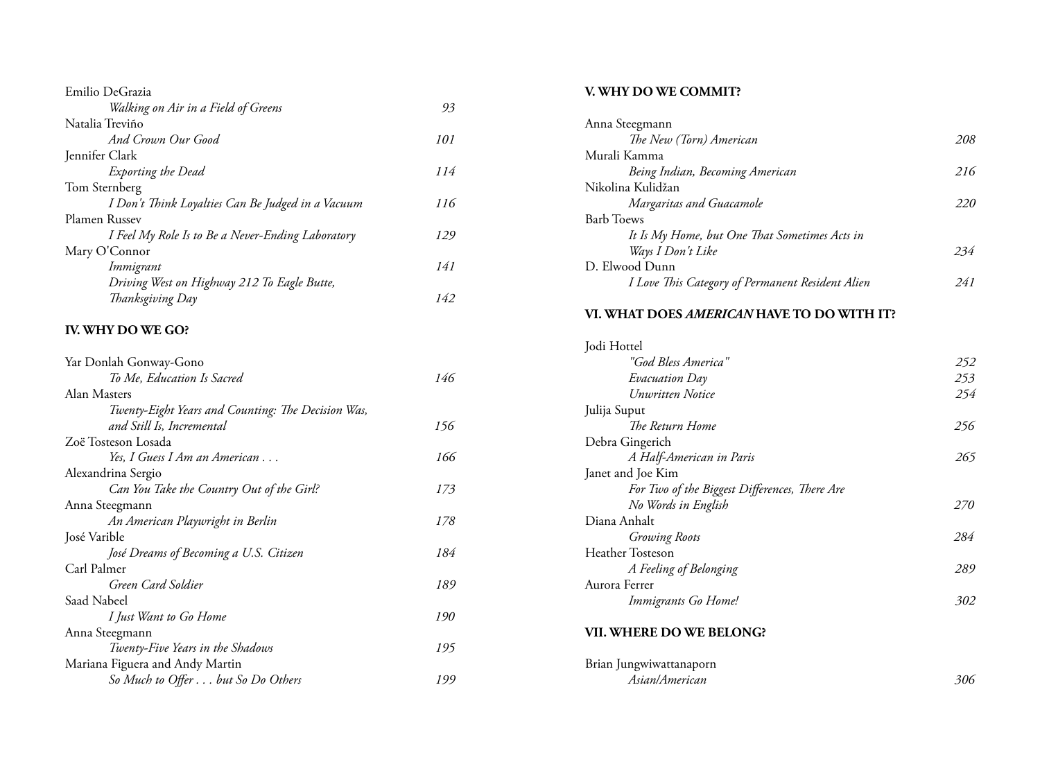Emilio DeGrazia
*Walking on Air in a Field of Greens* 93

Natalia Treviño
*And Crown Our Good* 101

Jennifer Clark
*Exporting the Dead* 114

Tom Sternberg
*I Don't Think Loyalties Can Be Judged in a Vacuum* 116

Plamen Russev
*I Feel My Role Is to Be a Never-Ending Laboratory* 129

Mary O'Connor
*Immigrant* 141
*Driving West on Highway 212 To Eagle Butte, Thanksgiving Day* 142

**IV. WHY DO WE GO?**

Yar Donlah Gonway-Gono
*To Me, Education Is Sacred* 146

Alan Masters
*Twenty-Eight Years and Counting: The Decision Was, and Still Is, Incremental* 156

Zoë Tosteson Losada
*Yes, I Guess I Am an American . . .* 166

Alexandrina Sergio
*Can You Take the Country Out of the Girl?* 173

Anna Steegmann
*An American Playwright in Berlin* 178

José Varible
*José Dreams of Becoming a U.S. Citizen* 184

Carl Palmer
*Green Card Soldier* 189

Saad Nabeel
*I Just Want to Go Home* 190

Anna Steegmann
*Twenty-Five Years in the Shadows* 195

Mariana Figuera and Andy Martin
*So Much to Offer . . . but So Do Others* 199

**V. WHY DO WE COMMIT?**

Anna Steegmann
*The New (Torn) American* 208

Murali Kamma
*Being Indian, Becoming American* 216

Nikolina Kulidžan
*Margaritas and Guacamole* 220

Barb Toews
*It Is My Home, but One That Sometimes Acts in Ways I Don't Like* 234

D. Elwood Dunn
*I Love This Category of Permanent Resident Alien* 241

**VI. WHAT DOES *AMERICAN* HAVE TO DO WITH IT?**

Jodi Hottel
*"God Bless America"* 252
*Evacuation Day* 253
*Unwritten Notice* 254

Julija Suput
*The Return Home* 256

Debra Gingerich
*A Half-American in Paris* 265

Janet and Joe Kim
*For Two of the Biggest Differences, There Are No Words in English* 270

Diana Anhalt
*Growing Roots* 284

Heather Tosteson
*A Feeling of Belonging* 289

Aurora Ferrer
*Immigrants Go Home!* 302

**VII. WHERE DO WE BELONG?**

Brian Jungwiwattanaporn
*Asian/American* 306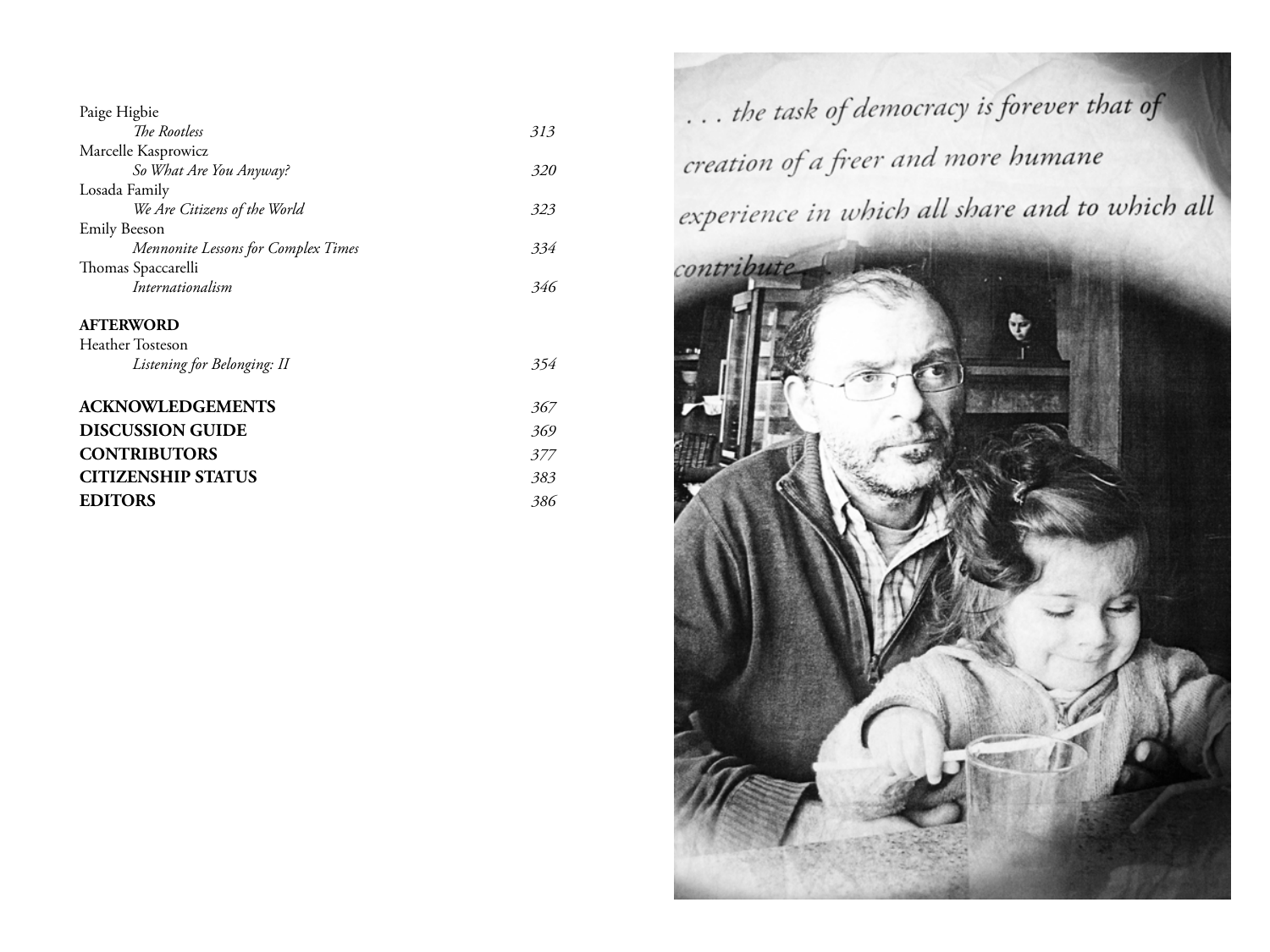Paige Highbie
*The Rootless* 313

Marcelle Kasprowicz
*So What Are You Anyway?* 320

Losada Family
*We Are Citizens of the World* 323

Emily Beeson
*Mennonite Lessons for Complex Times* 334

Thomas Spaccarelli
*Internationalism* 346

**AFTERWORD**

Heather Tosteson
*Listening for Belonging: II* 354

**ACKNOWLEDGEMENTS** 367

**DISCUSSION GUIDE** 369

**CONTRIBUTORS** 377

**CITIZENSHIP STATUS** 383

**EDITORS** 386

*. . . the task of democracy is forever that of creation of a freer and more humane experience in which all share and to which all contribute*